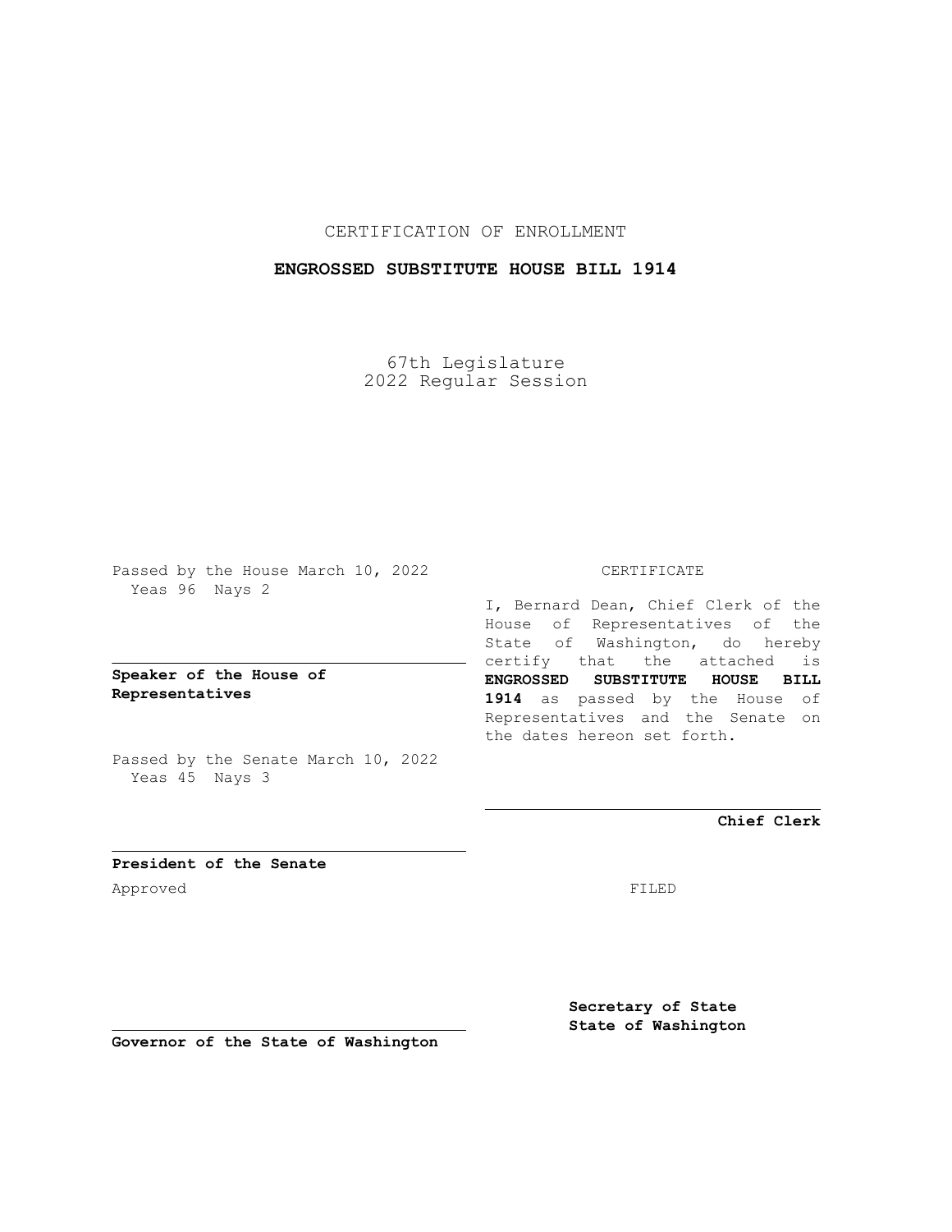CERTIFICATION OF ENROLLMENT

**ENGROSSED SUBSTITUTE HOUSE BILL 1914**

67th Legislature
2022 Regular Session

Passed by the House March 10, 2022
Yeas 96 Nays 2

**Speaker of the House of Representatives**

Passed by the Senate March 10, 2022
Yeas 45 Nays 3

**President of the Senate**

Approved

**Governor of the State of Washington**

CERTIFICATE

I, Bernard Dean, Chief Clerk of the House of Representatives of the State of Washington, do hereby certify that the attached is **ENGROSSED SUBSTITUTE HOUSE BILL 1914** as passed by the House of Representatives and the Senate on the dates hereon set forth.

**Chief Clerk**

FILED

**Secretary of State State of Washington**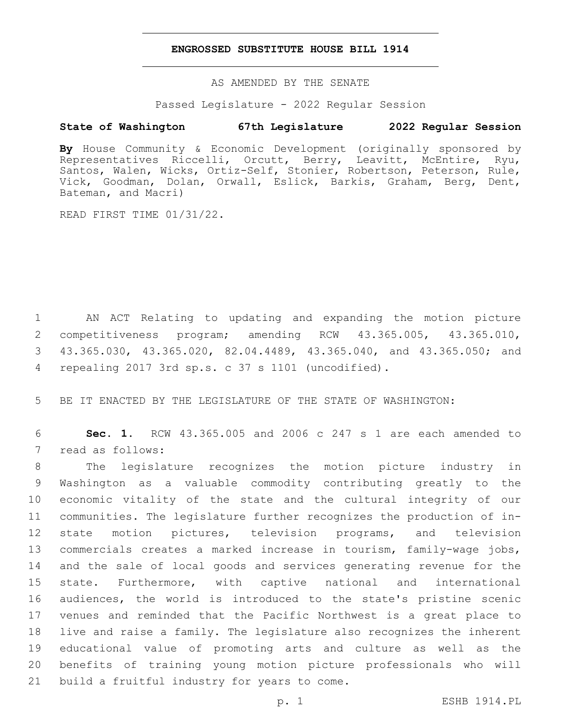**ENGROSSED SUBSTITUTE HOUSE BILL 1914**

AS AMENDED BY THE SENATE

Passed Legislature - 2022 Regular Session

**State of Washington 67th Legislature 2022 Regular Session**

**By** House Community & Economic Development (originally sponsored by Representatives Riccelli, Orcutt, Berry, Leavitt, McEntire, Ryu, Santos, Walen, Wicks, Ortiz-Self, Stonier, Robertson, Peterson, Rule, Vick, Goodman, Dolan, Orwall, Eslick, Barkis, Graham, Berg, Dent, Bateman, and Macri)

READ FIRST TIME 01/31/22.

1 AN ACT Relating to updating and expanding the motion picture
2 competitiveness program; amending RCW 43.365.005, 43.365.010,
3 43.365.030, 43.365.020, 82.04.4489, 43.365.040, and 43.365.050; and
4 repealing 2017 3rd sp.s. c 37 s 1101 (uncodified).

5 BE IT ENACTED BY THE LEGISLATURE OF THE STATE OF WASHINGTON:

6 **Sec. 1.** RCW 43.365.005 and 2006 c 247 s 1 are each amended to
7 read as follows:

8 The legislature recognizes the motion picture industry in
9 Washington as a valuable commodity contributing greatly to the
10 economic vitality of the state and the cultural integrity of our
11 communities. The legislature further recognizes the production of in-
12 state motion pictures, television programs, and television
13 commercials creates a marked increase in tourism, family-wage jobs,
14 and the sale of local goods and services generating revenue for the
15 state. Furthermore, with captive national and international
16 audiences, the world is introduced to the state's pristine scenic
17 venues and reminded that the Pacific Northwest is a great place to
18 live and raise a family. The legislature also recognizes the inherent
19 educational value of promoting arts and culture as well as the
20 benefits of training young motion picture professionals who will
21 build a fruitful industry for years to come.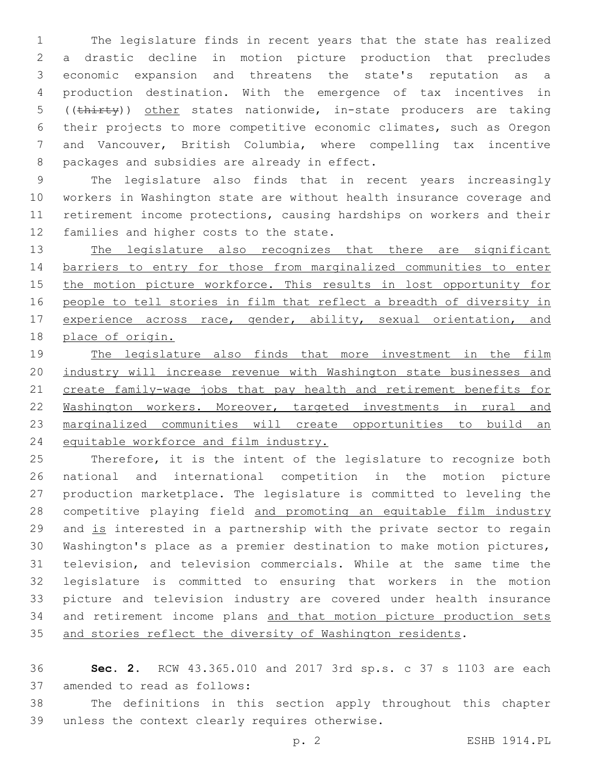The legislature finds in recent years that the state has realized a drastic decline in motion picture production that precludes economic expansion and threatens the state's reputation as a production destination. With the emergence of tax incentives in ((~~thirty~~)) <u>other</u> states nationwide, in-state producers are taking their projects to more competitive economic climates, such as Oregon and Vancouver, British Columbia, where compelling tax incentive packages and subsidies are already in effect.

The legislature also finds that in recent years increasingly workers in Washington state are without health insurance coverage and retirement income protections, causing hardships on workers and their families and higher costs to the state.

<u>The legislature also recognizes that there are significant barriers to entry for those from marginalized communities to enter the motion picture workforce. This results in lost opportunity for people to tell stories in film that reflect a breadth of diversity in experience across race, gender, ability, sexual orientation, and place of origin.</u>

<u>The legislature also finds that more investment in the film industry will increase revenue with Washington state businesses and create family-wage jobs that pay health and retirement benefits for Washington workers. Moreover, targeted investments in rural and marginalized communities will create opportunities to build an equitable workforce and film industry.</u>

Therefore, it is the intent of the legislature to recognize both national and international competition in the motion picture production marketplace. The legislature is committed to leveling the competitive playing field <u>and promoting an equitable film industry</u> and <u>is</u> interested in a partnership with the private sector to regain Washington's place as a premier destination to make motion pictures, television, and television commercials. While at the same time the legislature is committed to ensuring that workers in the motion picture and television industry are covered under health insurance and retirement income plans <u>and that motion picture production sets and stories reflect the diversity of Washington residents</u>.

**Sec. 2.** RCW 43.365.010 and 2017 3rd sp.s. c 37 s 1103 are each amended to read as follows:

The definitions in this section apply throughout this chapter unless the context clearly requires otherwise.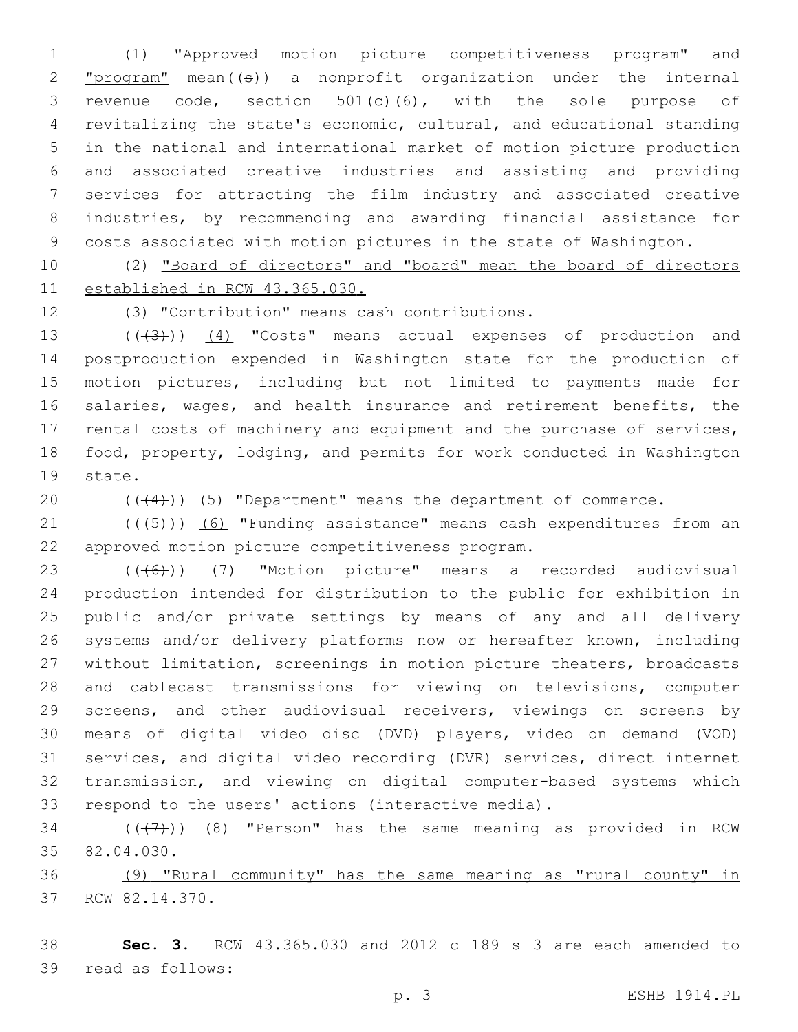(1) "Approved motion picture competitiveness program" and "program" mean((s)) a nonprofit organization under the internal revenue code, section 501(c)(6), with the sole purpose of revitalizing the state's economic, cultural, and educational standing in the national and international market of motion picture production and associated creative industries and assisting and providing services for attracting the film industry and associated creative industries, by recommending and awarding financial assistance for costs associated with motion pictures in the state of Washington.

(2) "Board of directors" and "board" mean the board of directors established in RCW 43.365.030.

(3) "Contribution" means cash contributions.

(((3))) (4) "Costs" means actual expenses of production and postproduction expended in Washington state for the production of motion pictures, including but not limited to payments made for salaries, wages, and health insurance and retirement benefits, the rental costs of machinery and equipment and the purchase of services, food, property, lodging, and permits for work conducted in Washington state.

(((4))) (5) "Department" means the department of commerce.

(((5))) (6) "Funding assistance" means cash expenditures from an approved motion picture competitiveness program.

(((6))) (7) "Motion picture" means a recorded audiovisual production intended for distribution to the public for exhibition in public and/or private settings by means of any and all delivery systems and/or delivery platforms now or hereafter known, including without limitation, screenings in motion picture theaters, broadcasts and cablecast transmissions for viewing on televisions, computer screens, and other audiovisual receivers, viewings on screens by means of digital video disc (DVD) players, video on demand (VOD) services, and digital video recording (DVR) services, direct internet transmission, and viewing on digital computer-based systems which respond to the users' actions (interactive media).

(((7))) (8) "Person" has the same meaning as provided in RCW 82.04.030.

(9) "Rural community" has the same meaning as "rural county" in RCW 82.14.370.

**Sec. 3.** RCW 43.365.030 and 2012 c 189 s 3 are each amended to read as follows: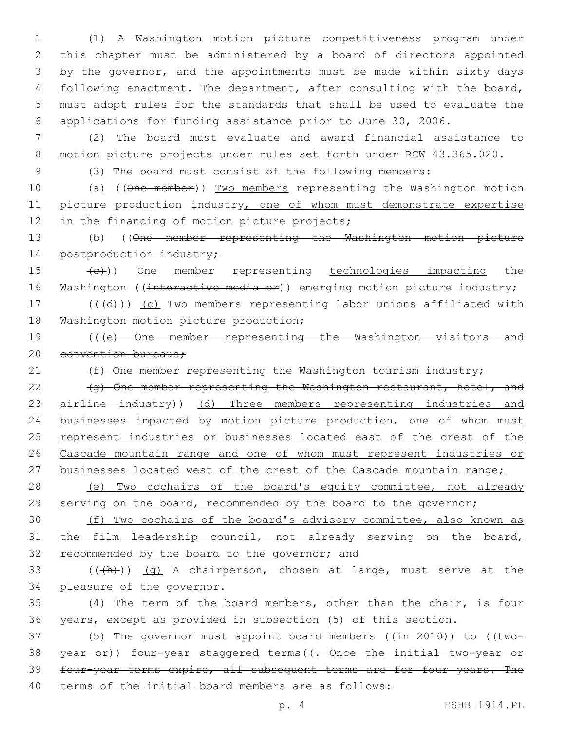(1) A Washington motion picture competitiveness program under this chapter must be administered by a board of directors appointed by the governor, and the appointments must be made within sixty days following enactment. The department, after consulting with the board, must adopt rules for the standards that shall be used to evaluate the applications for funding assistance prior to June 30, 2006.

(2) The board must evaluate and award financial assistance to motion picture projects under rules set forth under RCW 43.365.020.

(3) The board must consist of the following members:

(a) ((~~One member~~)) Two members representing the Washington motion picture production industry, one of whom must demonstrate expertise in the financing of motion picture projects;

(b) ((~~One member representing the Washington motion picture postproduction industry;~~

~~(c)~~)) One member representing technologies impacting the Washington ((~~interactive media or~~)) emerging motion picture industry;

((~~(d)~~)) (c) Two members representing labor unions affiliated with Washington motion picture production;

((~~(e) One member representing the Washington visitors and convention bureaus;~~

~~(f) One member representing the Washington tourism industry;~~

~~(g) One member representing the Washington restaurant, hotel, and airline industry~~)) (d) Three members representing industries and businesses impacted by motion picture production, one of whom must represent industries or businesses located east of the crest of the Cascade mountain range and one of whom must represent industries or businesses located west of the crest of the Cascade mountain range;

(e) Two cochairs of the board's equity committee, not already serving on the board, recommended by the board to the governor;

(f) Two cochairs of the board's advisory committee, also known as the film leadership council, not already serving on the board, recommended by the board to the governor; and

((~~(h)~~)) (g) A chairperson, chosen at large, must serve at the pleasure of the governor.

(4) The term of the board members, other than the chair, is four years, except as provided in subsection (5) of this section.

(5) The governor must appoint board members ((~~in 2010~~)) to ((~~two-year or~~)) four-year staggered terms((~~. Once the initial two-year or four-year terms expire, all subsequent terms are for four years. The terms of the initial board members are as follows:~~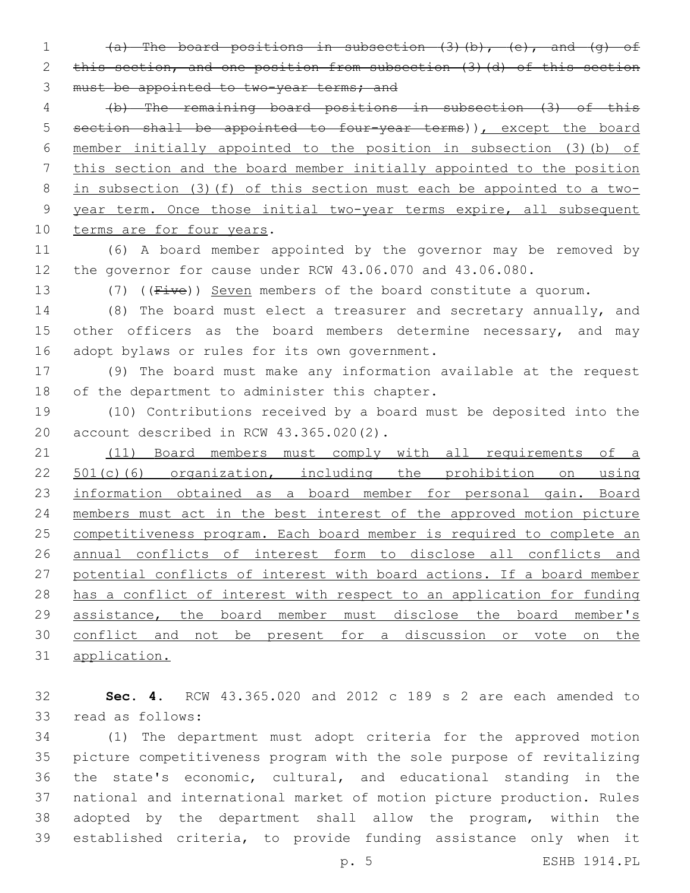~~(a) The board positions in subsection (3)(b), (e), and (g) of this section, and one position from subsection (3)(d) of this section must be appointed to two-year terms; and~~

~~(b) The remaining board positions in subsection (3) of this section shall be appointed to four-year terms~~)), except the board member initially appointed to the position in subsection (3)(b) of this section and the board member initially appointed to the position in subsection (3)(f) of this section must each be appointed to a two-year term. Once those initial two-year terms expire, all subsequent terms are for four years.

(6) A board member appointed by the governor may be removed by the governor for cause under RCW 43.06.070 and 43.06.080.

(7) ((~~Five~~)) Seven members of the board constitute a quorum.

(8) The board must elect a treasurer and secretary annually, and other officers as the board members determine necessary, and may adopt bylaws or rules for its own government.

(9) The board must make any information available at the request of the department to administer this chapter.

(10) Contributions received by a board must be deposited into the account described in RCW 43.365.020(2).

(11) Board members must comply with all requirements of a 501(c)(6) organization, including the prohibition on using information obtained as a board member for personal gain. Board members must act in the best interest of the approved motion picture competitiveness program. Each board member is required to complete an annual conflicts of interest form to disclose all conflicts and potential conflicts of interest with board actions. If a board member has a conflict of interest with respect to an application for funding assistance, the board member must disclose the board member's conflict and not be present for a discussion or vote on the application.

**Sec. 4.** RCW 43.365.020 and 2012 c 189 s 2 are each amended to read as follows:

(1) The department must adopt criteria for the approved motion picture competitiveness program with the sole purpose of revitalizing the state's economic, cultural, and educational standing in the national and international market of motion picture production. Rules adopted by the department shall allow the program, within the established criteria, to provide funding assistance only when it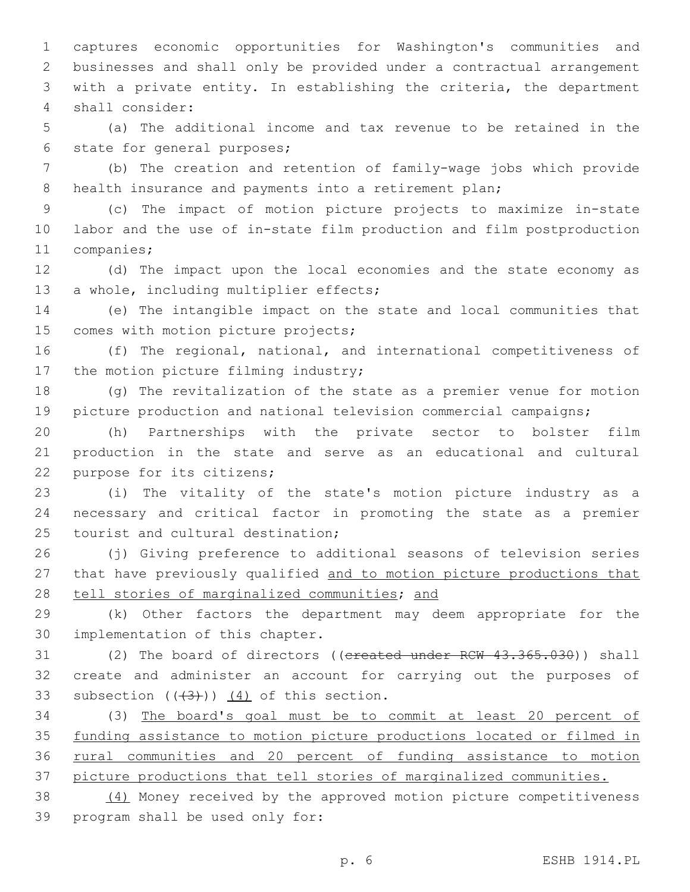captures economic opportunities for Washington's communities and businesses and shall only be provided under a contractual arrangement with a private entity. In establishing the criteria, the department shall consider:

(a) The additional income and tax revenue to be retained in the state for general purposes;

(b) The creation and retention of family-wage jobs which provide health insurance and payments into a retirement plan;

(c) The impact of motion picture projects to maximize in-state labor and the use of in-state film production and film postproduction companies;

(d) The impact upon the local economies and the state economy as a whole, including multiplier effects;

(e) The intangible impact on the state and local communities that comes with motion picture projects;

(f) The regional, national, and international competitiveness of the motion picture filming industry;

(g) The revitalization of the state as a premier venue for motion picture production and national television commercial campaigns;

(h) Partnerships with the private sector to bolster film production in the state and serve as an educational and cultural purpose for its citizens;

(i) The vitality of the state's motion picture industry as a necessary and critical factor in promoting the state as a premier tourist and cultural destination;

(j) Giving preference to additional seasons of television series that have previously qualified <u>and to motion picture productions that tell stories of marginalized communities</u>; <u>and</u>

(k) Other factors the department may deem appropriate for the implementation of this chapter.

(2) The board of directors ((~~created under RCW 43.365.030~~)) shall create and administer an account for carrying out the purposes of subsection ((~~(3)~~)) <u>(4)</u> of this section.

(3) <u>The board's goal must be to commit at least 20 percent of funding assistance to motion picture productions located or filmed in rural communities and 20 percent of funding assistance to motion picture productions that tell stories of marginalized communities.</u>

<u>(4)</u> Money received by the approved motion picture competitiveness program shall be used only for: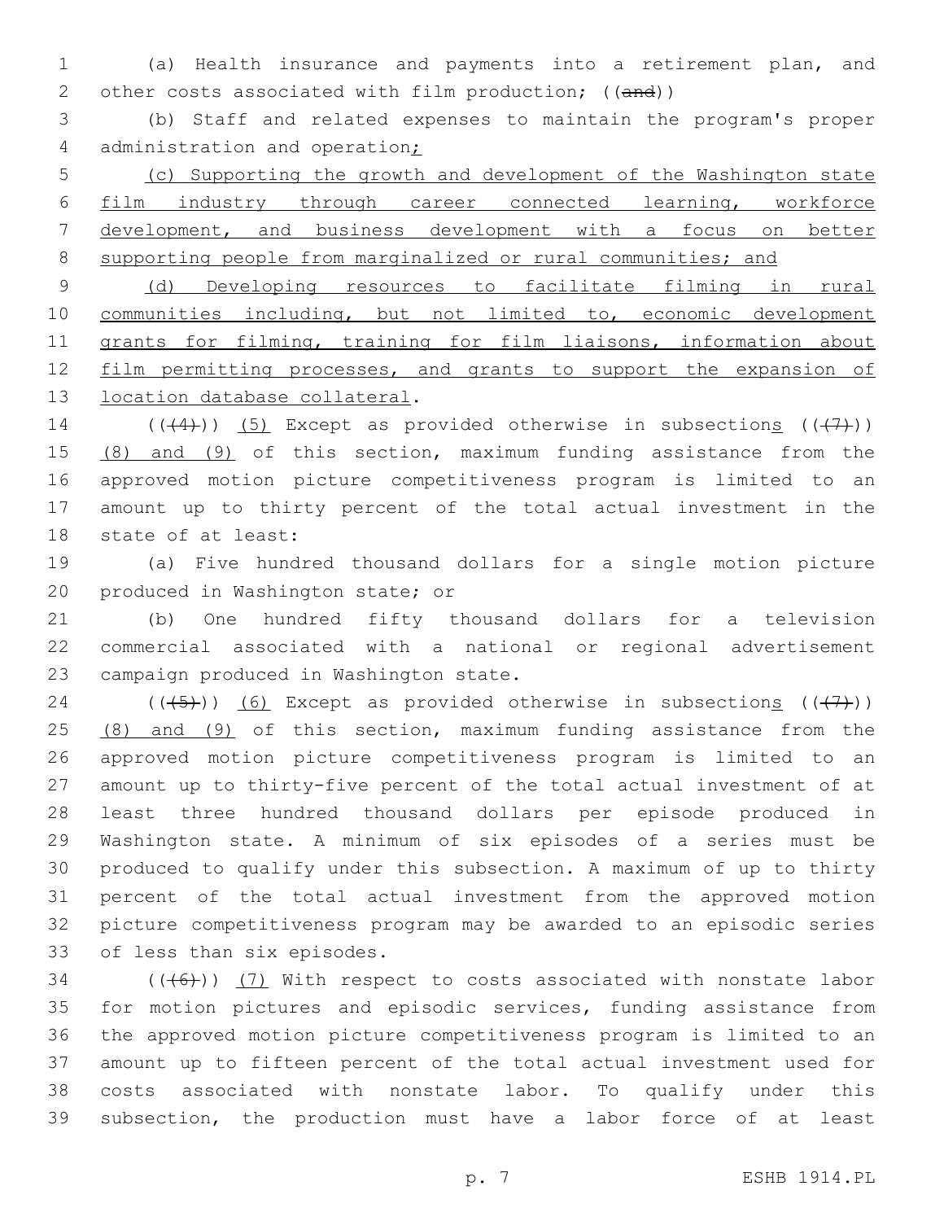(a) Health insurance and payments into a retirement plan, and other costs associated with film production; ((~~and~~))

(b) Staff and related expenses to maintain the program's proper administration and operation<u>;</u>

<u>(c) Supporting the growth and development of the Washington state film industry through career connected learning, workforce development, and business development with a focus on better supporting people from marginalized or rural communities; and</u>

<u>(d) Developing resources to facilitate filming in rural communities including, but not limited to, economic development grants for filming, training for film liaisons, information about film permitting processes, and grants to support the expansion of location database collateral</u>.

((~~(4)~~)) <u>(5)</u> Except as provided otherwise in subsection<u>s</u> ((~~(7)~~)) <u>(8) and (9)</u> of this section, maximum funding assistance from the approved motion picture competitiveness program is limited to an amount up to thirty percent of the total actual investment in the state of at least:

(a) Five hundred thousand dollars for a single motion picture produced in Washington state; or

(b) One hundred fifty thousand dollars for a television commercial associated with a national or regional advertisement campaign produced in Washington state.

((~~(5)~~)) <u>(6)</u> Except as provided otherwise in subsection<u>s</u> ((~~(7)~~)) <u>(8) and (9)</u> of this section, maximum funding assistance from the approved motion picture competitiveness program is limited to an amount up to thirty-five percent of the total actual investment of at least three hundred thousand dollars per episode produced in Washington state. A minimum of six episodes of a series must be produced to qualify under this subsection. A maximum of up to thirty percent of the total actual investment from the approved motion picture competitiveness program may be awarded to an episodic series of less than six episodes.

((~~(6)~~)) <u>(7)</u> With respect to costs associated with nonstate labor for motion pictures and episodic services, funding assistance from the approved motion picture competitiveness program is limited to an amount up to fifteen percent of the total actual investment used for costs associated with nonstate labor. To qualify under this subsection, the production must have a labor force of at least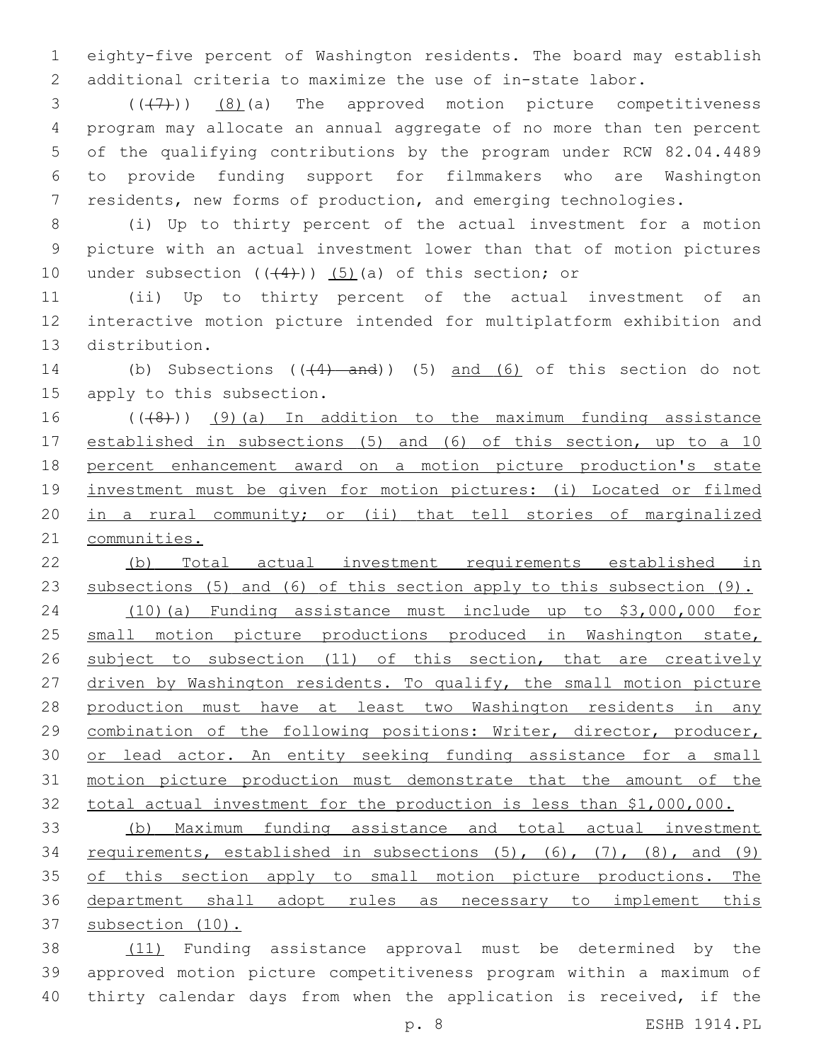eighty-five percent of Washington residents. The board may establish additional criteria to maximize the use of in-state labor.

((~~(7)~~)) <u>(8)</u>(a) The approved motion picture competitiveness program may allocate an annual aggregate of no more than ten percent of the qualifying contributions by the program under RCW 82.04.4489 to provide funding support for filmmakers who are Washington residents, new forms of production, and emerging technologies.

(i) Up to thirty percent of the actual investment for a motion picture with an actual investment lower than that of motion pictures under subsection ((~~(4)~~)) <u>(5)</u>(a) of this section; or

(ii) Up to thirty percent of the actual investment of an interactive motion picture intended for multiplatform exhibition and distribution.

(b) Subsections ((~~(4) and~~)) (5) <u>and (6)</u> of this section do not apply to this subsection.

((~~(8)~~)) <u>(9)(a) In addition to the maximum funding assistance established in subsections (5) and (6) of this section, up to a 10 percent enhancement award on a motion picture production's state investment must be given for motion pictures: (i) Located or filmed in a rural community; or (ii) that tell stories of marginalized communities.</u>

<u>(b) Total actual investment requirements established in subsections (5) and (6) of this section apply to this subsection (9).</u>

<u>(10)(a) Funding assistance must include up to $3,000,000 for small motion picture productions produced in Washington state, subject to subsection (11) of this section, that are creatively driven by Washington residents. To qualify, the small motion picture production must have at least two Washington residents in any combination of the following positions: Writer, director, producer, or lead actor. An entity seeking funding assistance for a small motion picture production must demonstrate that the amount of the total actual investment for the production is less than $1,000,000.</u>

<u>(b) Maximum funding assistance and total actual investment requirements, established in subsections (5), (6), (7), (8), and (9) of this section apply to small motion picture productions. The department shall adopt rules as necessary to implement this subsection (10).</u>

<u>(11)</u> Funding assistance approval must be determined by the approved motion picture competitiveness program within a maximum of thirty calendar days from when the application is received, if the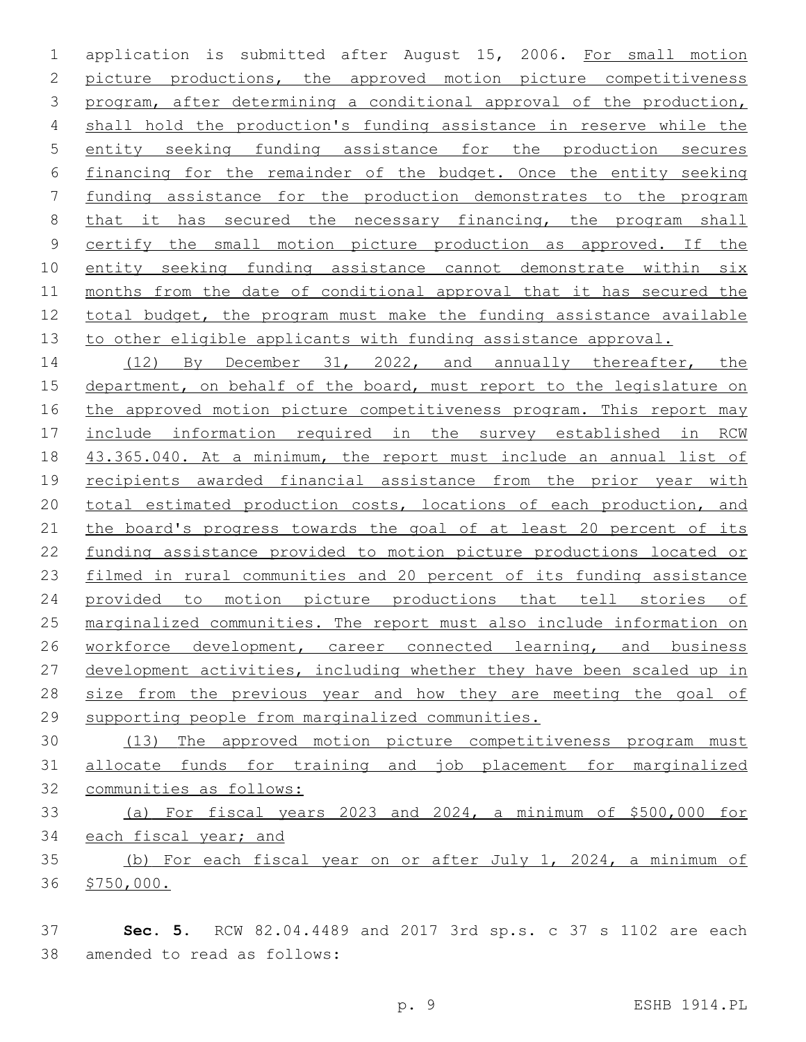application is submitted after August 15, 2006. For small motion picture productions, the approved motion picture competitiveness program, after determining a conditional approval of the production, shall hold the production's funding assistance in reserve while the entity seeking funding assistance for the production secures financing for the remainder of the budget. Once the entity seeking funding assistance for the production demonstrates to the program that it has secured the necessary financing, the program shall certify the small motion picture production as approved. If the entity seeking funding assistance cannot demonstrate within six months from the date of conditional approval that it has secured the total budget, the program must make the funding assistance available to other eligible applicants with funding assistance approval.

(12) By December 31, 2022, and annually thereafter, the department, on behalf of the board, must report to the legislature on the approved motion picture competitiveness program. This report may include information required in the survey established in RCW 43.365.040. At a minimum, the report must include an annual list of recipients awarded financial assistance from the prior year with total estimated production costs, locations of each production, and the board's progress towards the goal of at least 20 percent of its funding assistance provided to motion picture productions located or filmed in rural communities and 20 percent of its funding assistance provided to motion picture productions that tell stories of marginalized communities. The report must also include information on workforce development, career connected learning, and business development activities, including whether they have been scaled up in size from the previous year and how they are meeting the goal of supporting people from marginalized communities.

(13) The approved motion picture competitiveness program must allocate funds for training and job placement for marginalized communities as follows:

(a) For fiscal years 2023 and 2024, a minimum of $500,000 for each fiscal year; and

(b) For each fiscal year on or after July 1, 2024, a minimum of $750,000.

**Sec. 5.** RCW 82.04.4489 and 2017 3rd sp.s. c 37 s 1102 are each amended to read as follows: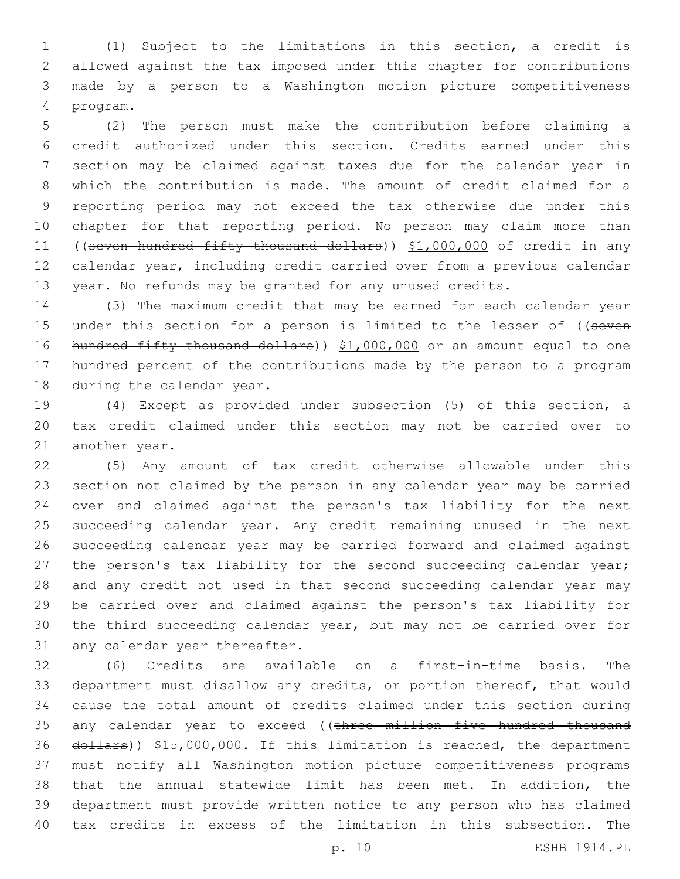(1) Subject to the limitations in this section, a credit is allowed against the tax imposed under this chapter for contributions made by a person to a Washington motion picture competitiveness program.

(2) The person must make the contribution before claiming a credit authorized under this section. Credits earned under this section may be claimed against taxes due for the calendar year in which the contribution is made. The amount of credit claimed for a reporting period may not exceed the tax otherwise due under this chapter for that reporting period. No person may claim more than ((~~seven hundred fifty thousand dollars~~)) $1,000,000 of credit in any calendar year, including credit carried over from a previous calendar year. No refunds may be granted for any unused credits.

(3) The maximum credit that may be earned for each calendar year under this section for a person is limited to the lesser of ((~~seven hundred fifty thousand dollars~~)) $1,000,000 or an amount equal to one hundred percent of the contributions made by the person to a program during the calendar year.

(4) Except as provided under subsection (5) of this section, a tax credit claimed under this section may not be carried over to another year.

(5) Any amount of tax credit otherwise allowable under this section not claimed by the person in any calendar year may be carried over and claimed against the person's tax liability for the next succeeding calendar year. Any credit remaining unused in the next succeeding calendar year may be carried forward and claimed against the person's tax liability for the second succeeding calendar year; and any credit not used in that second succeeding calendar year may be carried over and claimed against the person's tax liability for the third succeeding calendar year, but may not be carried over for any calendar year thereafter.

(6) Credits are available on a first-in-time basis. The department must disallow any credits, or portion thereof, that would cause the total amount of credits claimed under this section during any calendar year to exceed ((~~three million five hundred thousand dollars~~)) $15,000,000. If this limitation is reached, the department must notify all Washington motion picture competitiveness programs that the annual statewide limit has been met. In addition, the department must provide written notice to any person who has claimed tax credits in excess of the limitation in this subsection. The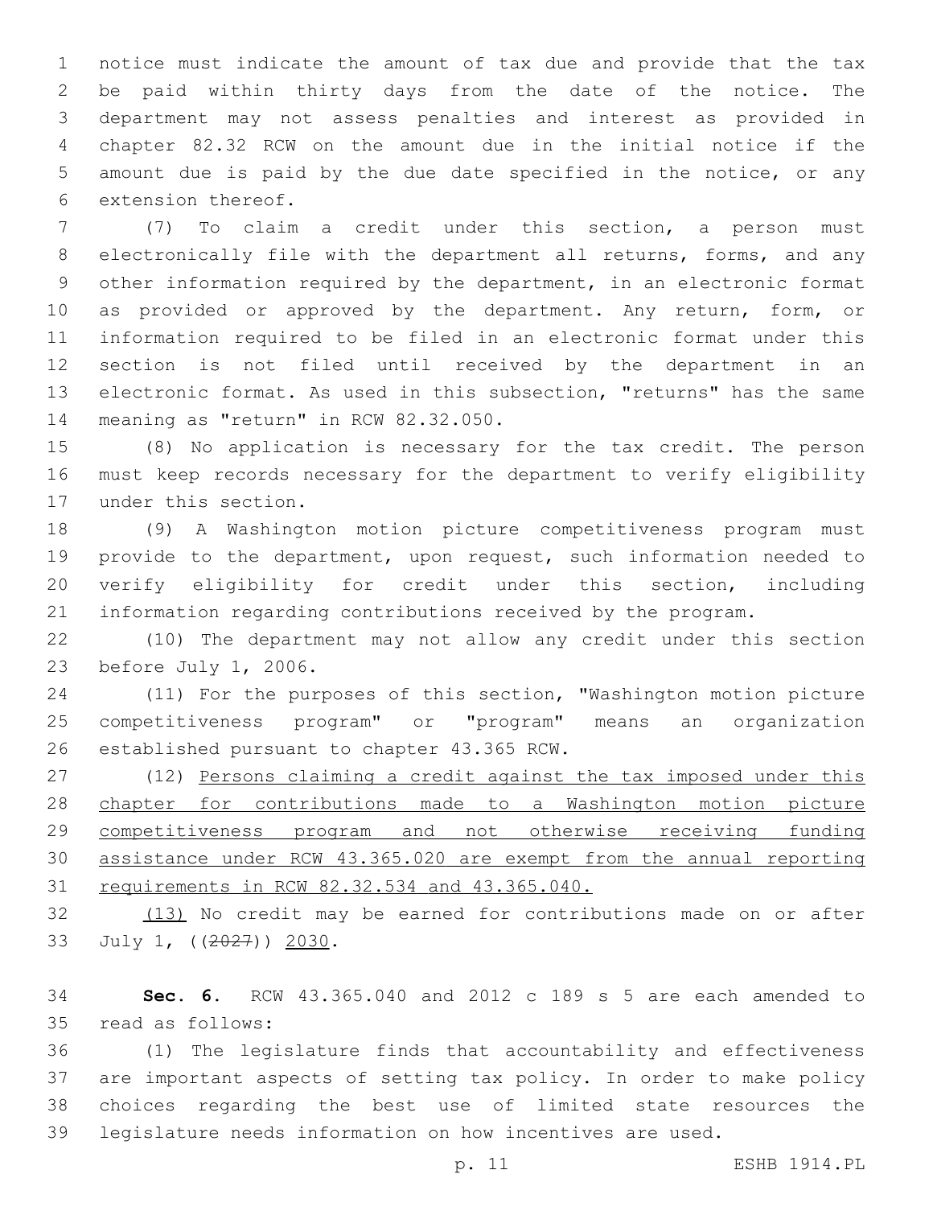notice must indicate the amount of tax due and provide that the tax be paid within thirty days from the date of the notice. The department may not assess penalties and interest as provided in chapter 82.32 RCW on the amount due in the initial notice if the amount due is paid by the due date specified in the notice, or any extension thereof.

(7) To claim a credit under this section, a person must electronically file with the department all returns, forms, and any other information required by the department, in an electronic format as provided or approved by the department. Any return, form, or information required to be filed in an electronic format under this section is not filed until received by the department in an electronic format. As used in this subsection, "returns" has the same meaning as "return" in RCW 82.32.050.

(8) No application is necessary for the tax credit. The person must keep records necessary for the department to verify eligibility under this section.

(9) A Washington motion picture competitiveness program must provide to the department, upon request, such information needed to verify eligibility for credit under this section, including information regarding contributions received by the program.

(10) The department may not allow any credit under this section before July 1, 2006.

(11) For the purposes of this section, "Washington motion picture competitiveness program" or "program" means an organization established pursuant to chapter 43.365 RCW.

(12) <u>Persons claiming a credit against the tax imposed under this chapter for contributions made to a Washington motion picture competitiveness program and not otherwise receiving funding assistance under RCW 43.365.020 are exempt from the annual reporting requirements in RCW 82.32.534 and 43.365.040.</u>

<u>(13)</u> No credit may be earned for contributions made on or after July 1, ((~~2027~~)) <u>2030</u>.

**Sec. 6.** RCW 43.365.040 and 2012 c 189 s 5 are each amended to read as follows:

(1) The legislature finds that accountability and effectiveness are important aspects of setting tax policy. In order to make policy choices regarding the best use of limited state resources the legislature needs information on how incentives are used.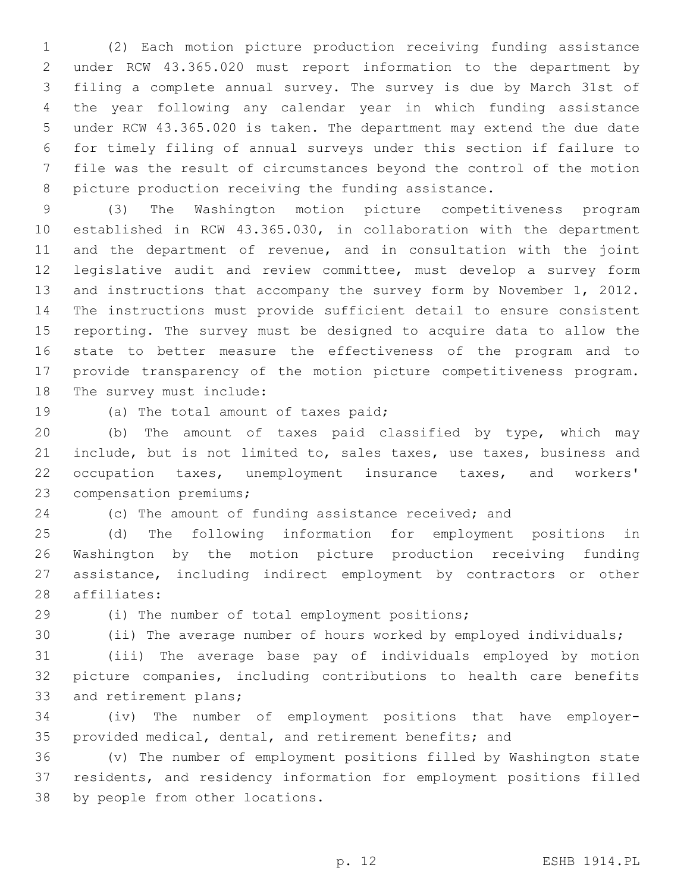(2) Each motion picture production receiving funding assistance under RCW 43.365.020 must report information to the department by filing a complete annual survey. The survey is due by March 31st of the year following any calendar year in which funding assistance under RCW 43.365.020 is taken. The department may extend the due date for timely filing of annual surveys under this section if failure to file was the result of circumstances beyond the control of the motion picture production receiving the funding assistance.

(3) The Washington motion picture competitiveness program established in RCW 43.365.030, in collaboration with the department and the department of revenue, and in consultation with the joint legislative audit and review committee, must develop a survey form and instructions that accompany the survey form by November 1, 2012. The instructions must provide sufficient detail to ensure consistent reporting. The survey must be designed to acquire data to allow the state to better measure the effectiveness of the program and to provide transparency of the motion picture competitiveness program. The survey must include:

(a) The total amount of taxes paid;

(b) The amount of taxes paid classified by type, which may include, but is not limited to, sales taxes, use taxes, business and occupation taxes, unemployment insurance taxes, and workers' compensation premiums;

(c) The amount of funding assistance received; and

(d) The following information for employment positions in Washington by the motion picture production receiving funding assistance, including indirect employment by contractors or other affiliates:

(i) The number of total employment positions;

(ii) The average number of hours worked by employed individuals;

(iii) The average base pay of individuals employed by motion picture companies, including contributions to health care benefits and retirement plans;

(iv) The number of employment positions that have employer-provided medical, dental, and retirement benefits; and

(v) The number of employment positions filled by Washington state residents, and residency information for employment positions filled by people from other locations.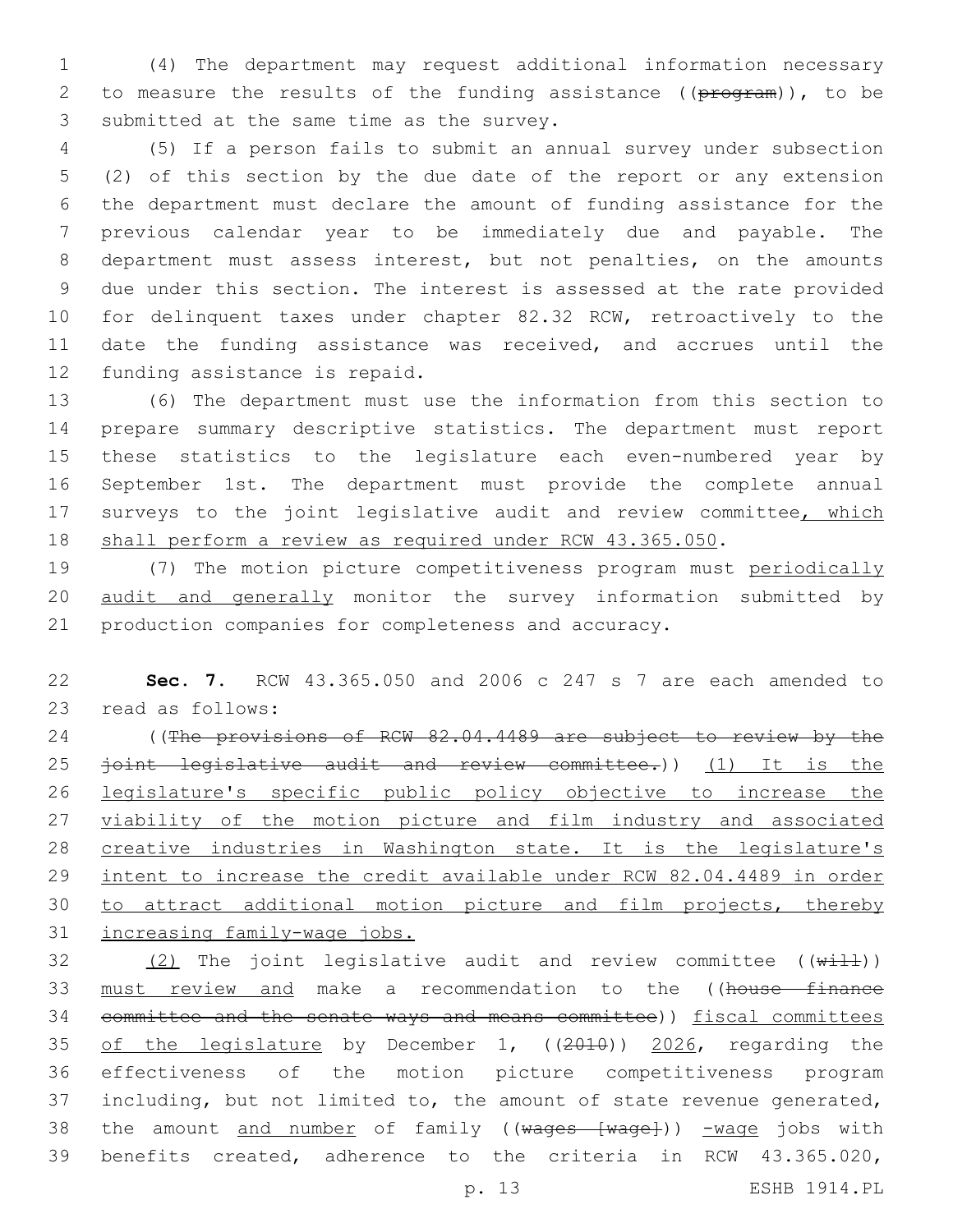(4) The department may request additional information necessary to measure the results of the funding assistance ((~~program~~)), to be submitted at the same time as the survey.

(5) If a person fails to submit an annual survey under subsection (2) of this section by the due date of the report or any extension the department must declare the amount of funding assistance for the previous calendar year to be immediately due and payable. The department must assess interest, but not penalties, on the amounts due under this section. The interest is assessed at the rate provided for delinquent taxes under chapter 82.32 RCW, retroactively to the date the funding assistance was received, and accrues until the funding assistance is repaid.

(6) The department must use the information from this section to prepare summary descriptive statistics. The department must report these statistics to the legislature each even-numbered year by September 1st. The department must provide the complete annual surveys to the joint legislative audit and review committee<u>, which shall perform a review as required under RCW 43.365.050</u>.

(7) The motion picture competitiveness program must <u>periodically audit and generally</u> monitor the survey information submitted by production companies for completeness and accuracy.

**Sec. 7.** RCW 43.365.050 and 2006 c 247 s 7 are each amended to read as follows:

((~~The provisions of RCW 82.04.4489 are subject to review by the joint legislative audit and review committee.~~)) <u>(1) It is the legislature's specific public policy objective to increase the viability of the motion picture and film industry and associated creative industries in Washington state. It is the legislature's intent to increase the credit available under RCW 82.04.4489 in order to attract additional motion picture and film projects, thereby increasing family-wage jobs.</u>

<u>(2)</u> The joint legislative audit and review committee ((~~will~~)) <u>must review and</u> make a recommendation to the ((~~house finance committee and the senate ways and means committee~~)) <u>fiscal committees of the legislature</u> by December 1, ((~~2010~~)) <u>2026</u>, regarding the effectiveness of the motion picture competitiveness program including, but not limited to, the amount of state revenue generated, the amount <u>and number</u> of family ((~~wages [wage]~~)) <u>-wage</u> jobs with benefits created, adherence to the criteria in RCW 43.365.020,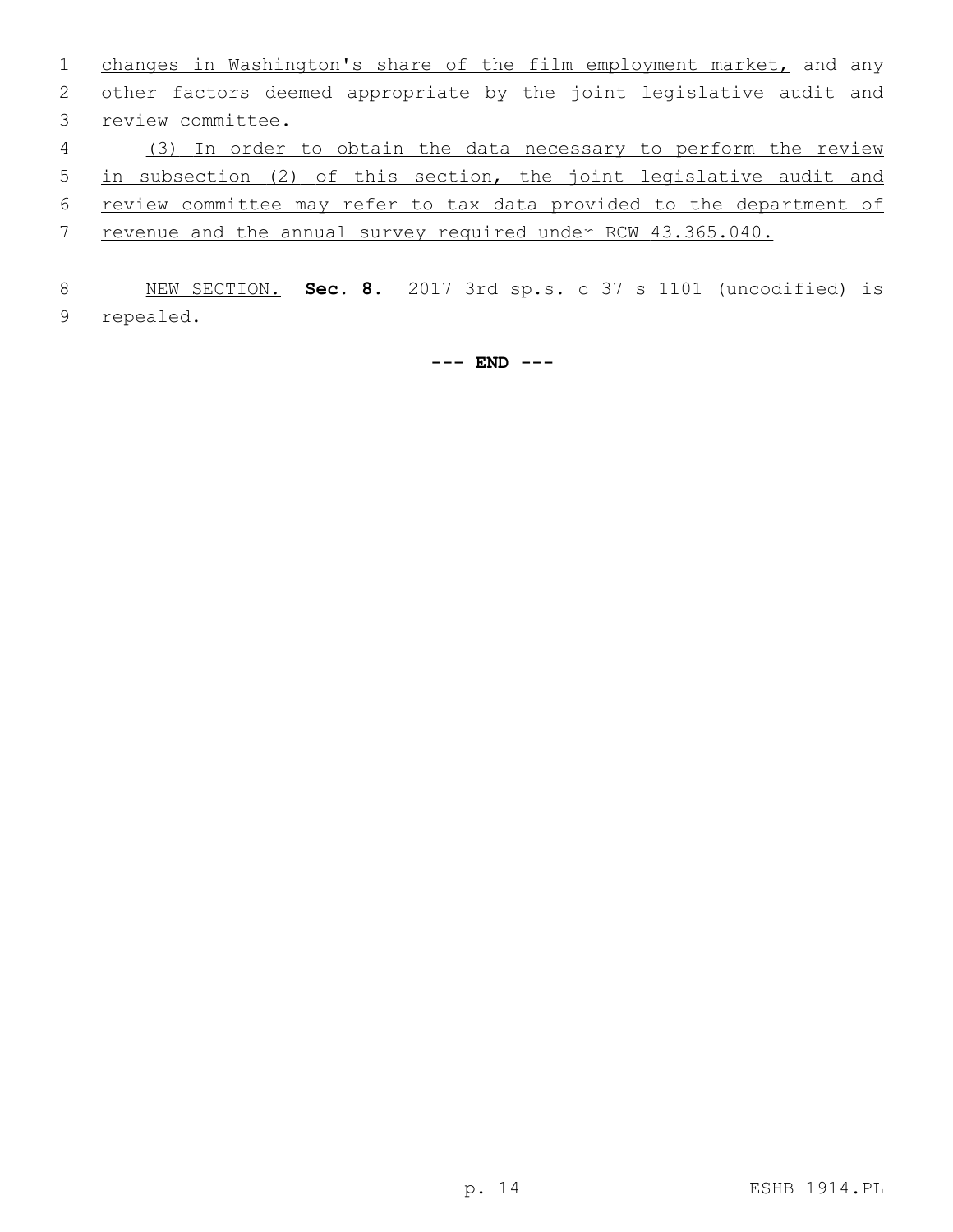changes in Washington's share of the film employment market, and any other factors deemed appropriate by the joint legislative audit and review committee.

(3) In order to obtain the data necessary to perform the review in subsection (2) of this section, the joint legislative audit and review committee may refer to tax data provided to the department of revenue and the annual survey required under RCW 43.365.040.

NEW SECTION. **Sec. 8.** 2017 3rd sp.s. c 37 s 1101 (uncodified) is repealed.

**--- END ---**